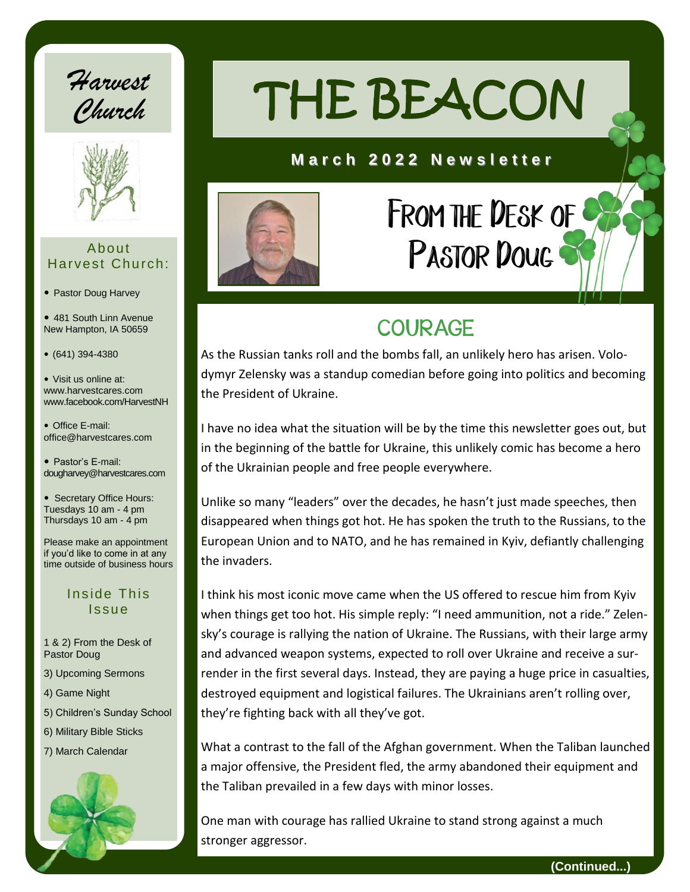# THE BEACON

**March 2022 Newsletter**

*Harvest Church*

### About Harvest Church:

- Pastor Doug Harvey
- 481 South Linn Avenue
New Hampton, IA 50659
- (641) 394-4380
- Visit us online at:
www.harvestcares.com
www.facebook.com/HarvestNH
- Office E-mail:
office@harvestcares.com
- Pastor's E-mail:
dougharvey@harvestcares.com
- Secretary Office Hours:
Tuesdays 10 am - 4 pm
Thursdays 10 am - 4 pm

Please make an appointment if you'd like to come in at any time outside of business hours

### Inside This Issue

1 & 2) From the Desk of Pastor Doug

3) Upcoming Sermons

4) Game Night

5) Children's Sunday School

6) Military Bible Sticks

7) March Calendar

## From the Desk of Pastor Doug

### COURAGE

As the Russian tanks roll and the bombs fall, an unlikely hero has arisen. Volodymyr Zelensky was a standup comedian before going into politics and becoming the President of Ukraine.

I have no idea what the situation will be by the time this newsletter goes out, but in the beginning of the battle for Ukraine, this unlikely comic has become a hero of the Ukrainian people and free people everywhere.

Unlike so many "leaders" over the decades, he hasn't just made speeches, then disappeared when things got hot. He has spoken the truth to the Russians, to the European Union and to NATO, and he has remained in Kyiv, defiantly challenging the invaders.

I think his most iconic move came when the US offered to rescue him from Kyiv when things get too hot. His simple reply: "I need ammunition, not a ride." Zelensky's courage is rallying the nation of Ukraine. The Russians, with their large army and advanced weapon systems, expected to roll over Ukraine and receive a surrender in the first several days. Instead, they are paying a huge price in casualties, destroyed equipment and logistical failures. The Ukrainians aren't rolling over, they're fighting back with all they've got.

What a contrast to the fall of the Afghan government. When the Taliban launched a major offensive, the President fled, the army abandoned their equipment and the Taliban prevailed in a few days with minor losses.

One man with courage has rallied Ukraine to stand strong against a much stronger aggressor.

**(Continued...)**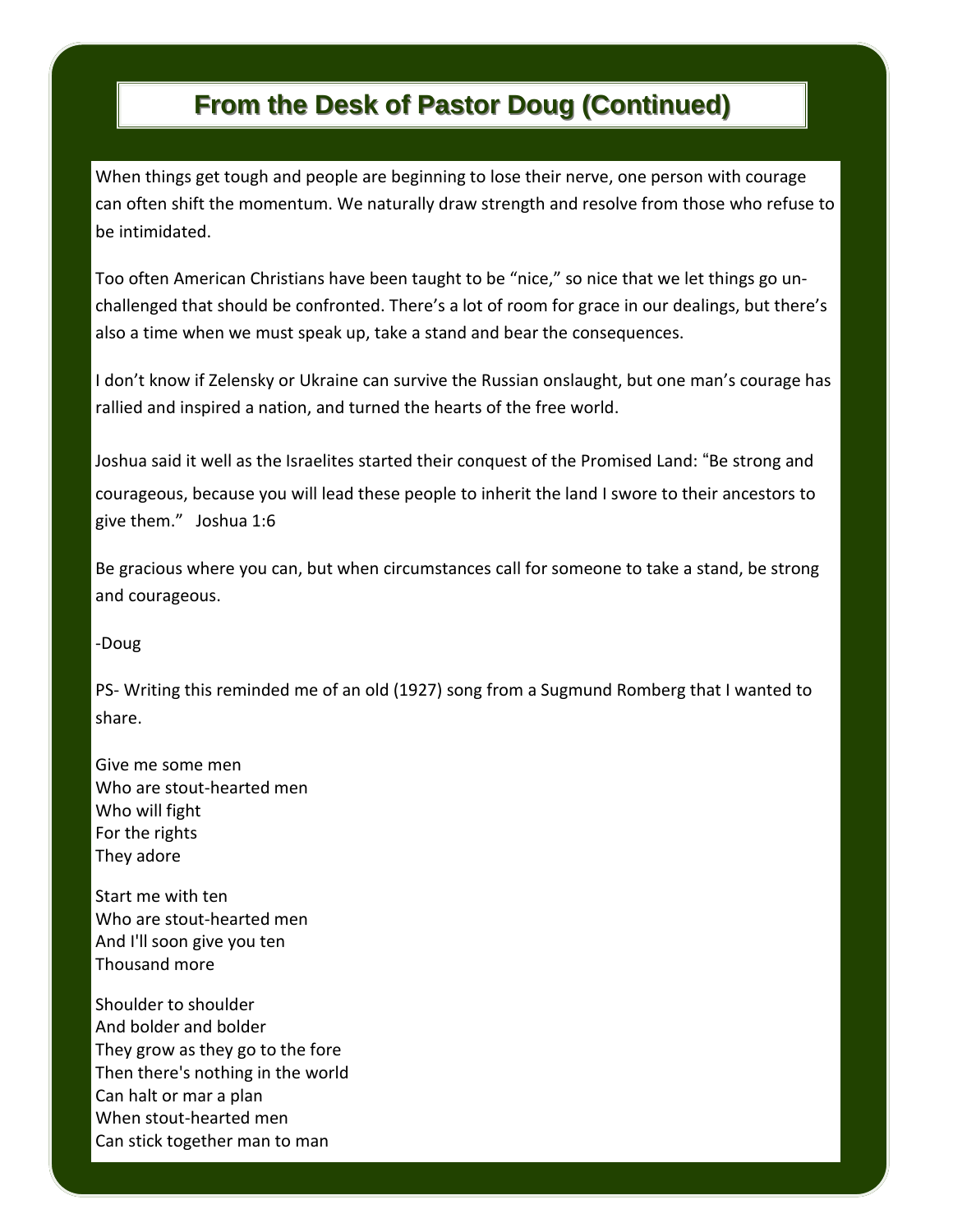# From the Desk of Pastor Doug (Continued)

When things get tough and people are beginning to lose their nerve, one person with courage can often shift the momentum. We naturally draw strength and resolve from those who refuse to be intimidated.

Too often American Christians have been taught to be "nice," so nice that we let things go unchallenged that should be confronted. There's a lot of room for grace in our dealings, but there's also a time when we must speak up, take a stand and bear the consequences.

I don't know if Zelensky or Ukraine can survive the Russian onslaught, but one man's courage has rallied and inspired a nation, and turned the hearts of the free world.

Joshua said it well as the Israelites started their conquest of the Promised Land: "Be strong and courageous, because you will lead these people to inherit the land I swore to their ancestors to give them." Joshua 1:6

Be gracious where you can, but when circumstances call for someone to take a stand, be strong and courageous.

-Doug

PS- Writing this reminded me of an old (1927) song from a Sugmund Romberg that I wanted to share.

Give me some men  
Who are stout-hearted men  
Who will fight  
For the rights  
They adore

Start me with ten  
Who are stout-hearted men  
And I'll soon give you ten  
Thousand more

Shoulder to shoulder  
And bolder and bolder  
They grow as they go to the fore  
Then there's nothing in the world  
Can halt or mar a plan  
When stout-hearted men  
Can stick together man to man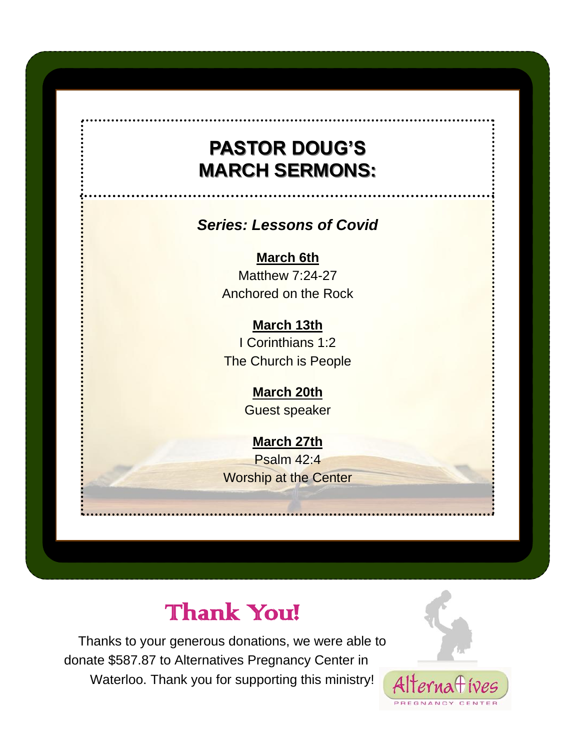# PASTOR DOUG'S MARCH SERMONS:

***Series: Lessons of Covid***

**March 6th**
Matthew 7:24-27
Anchored on the Rock

**March 13th**
I Corinthians 1:2
The Church is People

**March 20th**
Guest speaker

**March 27th**
Psalm 42:4
Worship at the Center

# Thank You!

Thanks to your generous donations, we were able to donate $587.87 to Alternatives Pregnancy Center in Waterloo. Thank you for supporting this ministry!

Alternatives
PREGNANCY CENTER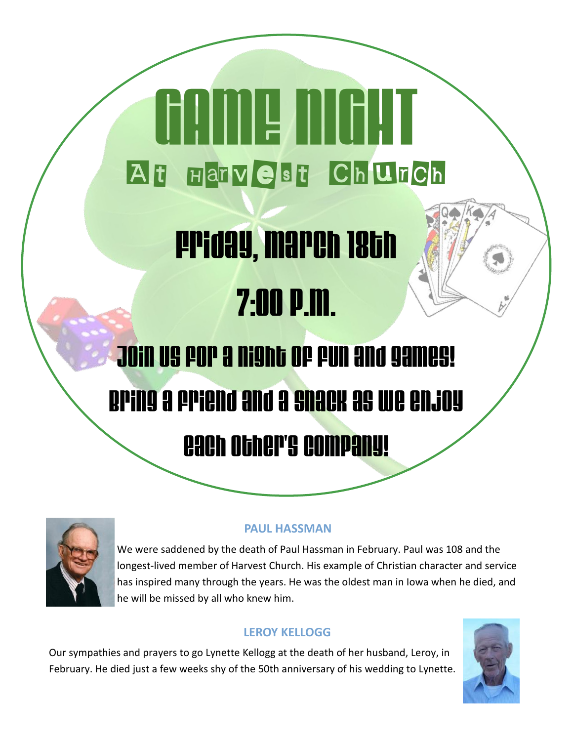# Game Night

## At Harvest Church

## Friday, March 18th

## 7:00 p.m.

Join us for a night of fun and games!

Bring a friend and a snack as we enjoy each other's company!

### PAUL HASSMAN

We were saddened by the death of Paul Hassman in February. Paul was 108 and the longest-lived member of Harvest Church. His example of Christian character and service has inspired many through the years. He was the oldest man in Iowa when he died, and he will be missed by all who knew him.

### LEROY KELLOGG

Our sympathies and prayers to go Lynette Kellogg at the death of her husband, Leroy, in February. He died just a few weeks shy of the 50th anniversary of his wedding to Lynette.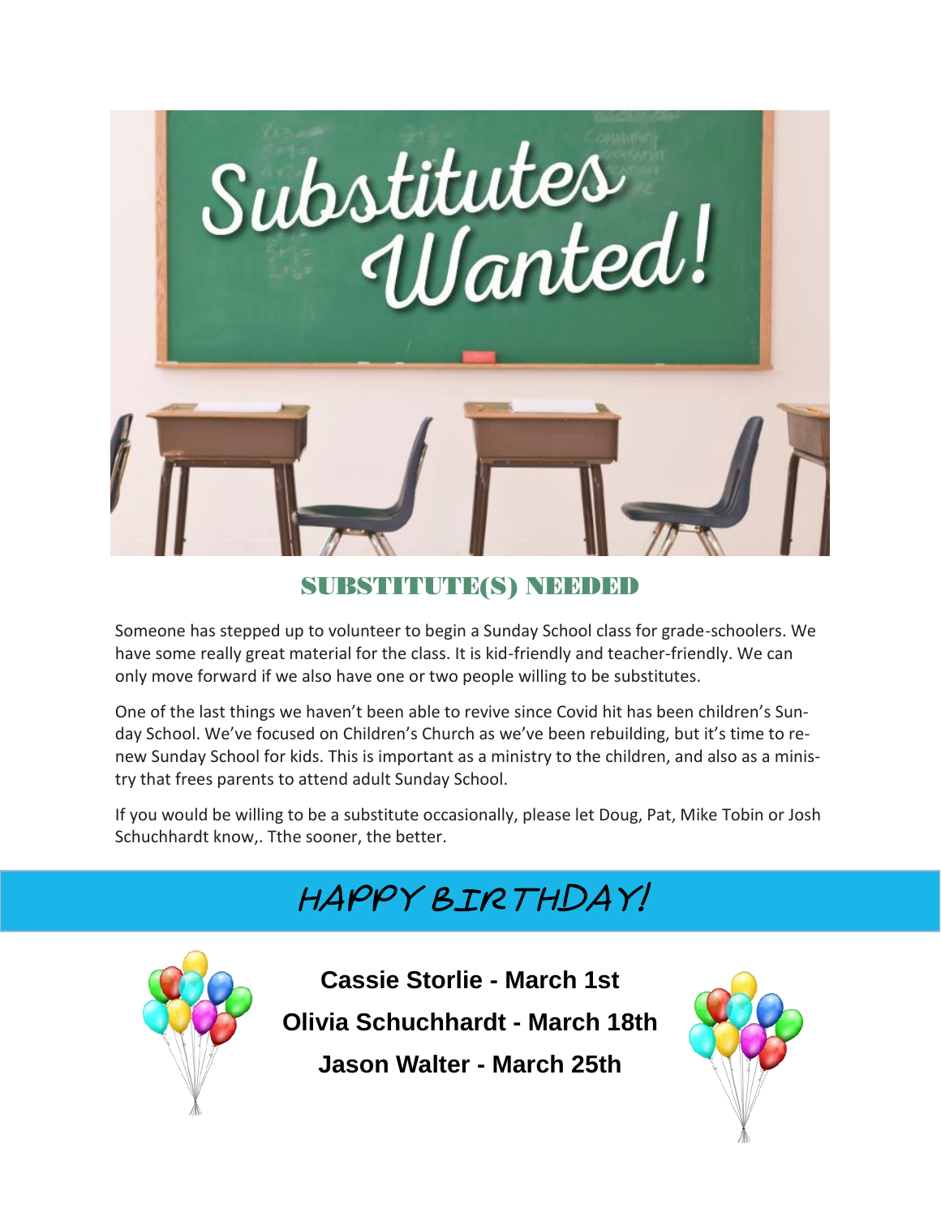## SUBSTITUTE(S) NEEDED

Someone has stepped up to volunteer to begin a Sunday School class for grade-schoolers. We have some really great material for the class. It is kid-friendly and teacher-friendly. We can only move forward if we also have one or two people willing to be substitutes.

One of the last things we haven't been able to revive since Covid hit has been children's Sunday School. We've focused on Children's Church as we've been rebuilding, but it's time to renew Sunday School for kids. This is important as a ministry to the children, and also as a ministry that frees parents to attend adult Sunday School.

If you would be willing to be a substitute occasionally, please let Doug, Pat, Mike Tobin or Josh Schuchhardt know,. Tthe sooner, the better.

## HAPPY BIRTHDAY!

**Cassie Storlie - March 1st**

**Olivia Schuchhardt - March 18th**

**Jason Walter - March 25th**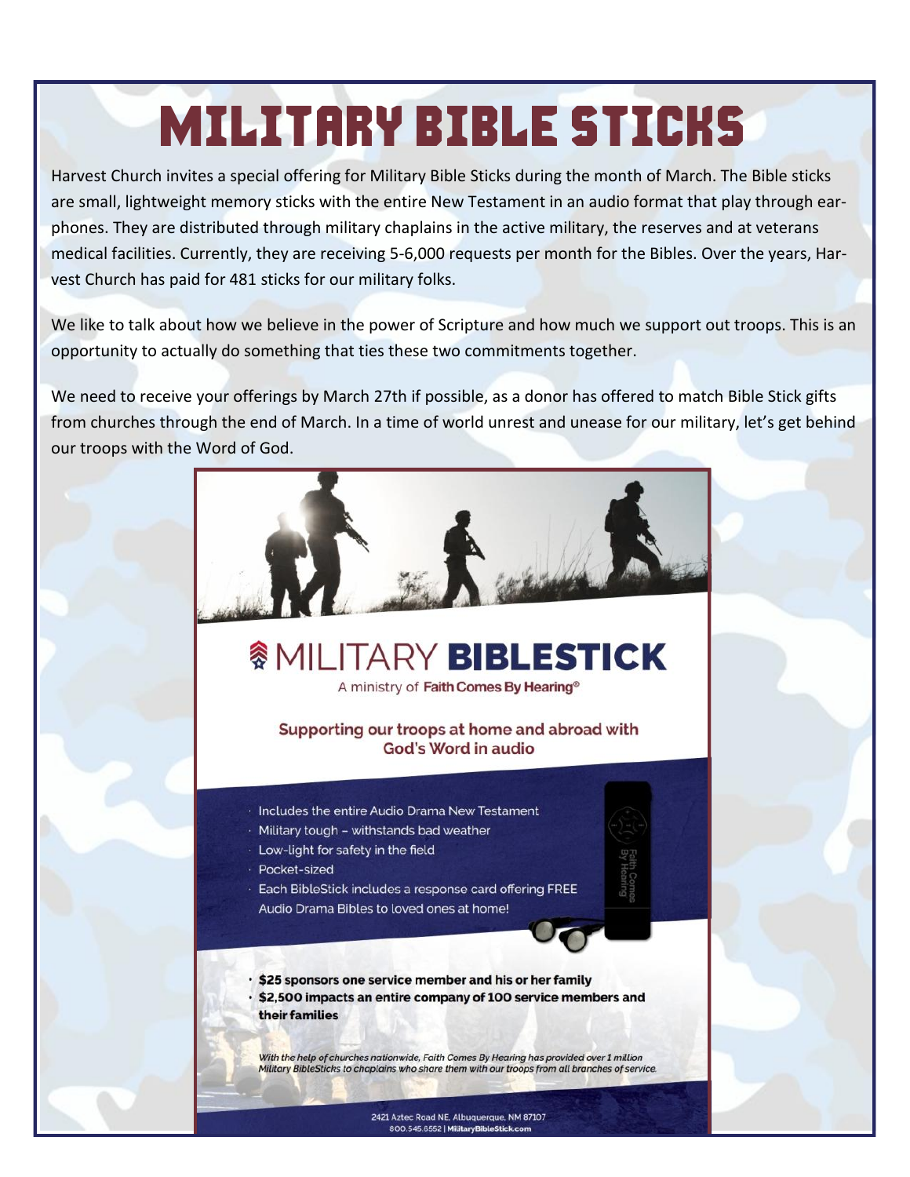# MILITARY BIBLE STICKS

Harvest Church invites a special offering for Military Bible Sticks during the month of March. The Bible sticks are small, lightweight memory sticks with the entire New Testament in an audio format that play through ear-phones. They are distributed through military chaplains in the active military, the reserves and at veterans medical facilities. Currently, they are receiving 5-6,000 requests per month for the Bibles. Over the years, Harvest Church has paid for 481 sticks for our military folks.

We like to talk about how we believe in the power of Scripture and how much we support out troops. This is an opportunity to actually do something that ties these two commitments together.

We need to receive your offerings by March 27th if possible, as a donor has offered to match Bible Stick gifts from churches through the end of March. In a time of world unrest and unease for our military, let's get behind our troops with the Word of God.

## MILITARY **BIBLESTICK**

A ministry of **Faith Comes By Hearing®**

**Supporting our troops at home and abroad with God's Word in audio**

- Includes the entire Audio Drama New Testament
- Military tough – withstands bad weather
- Low-light for safety in the field
- Pocket-sized
- Each BibleStick includes a response card offering FREE Audio Drama Bibles to loved ones at home!

- **$25 sponsors one service member and his or her family**
- **$2,500 impacts an entire company of 100 service members and their families**

*With the help of churches nationwide, Faith Comes By Hearing has provided over 1 million Military BibleSticks to chaplains who share them with our troops from all branches of service.*

2421 Aztec Road NE, Albuquerque, NM 87107
800.545.6552 | **MilitaryBibleStick.com**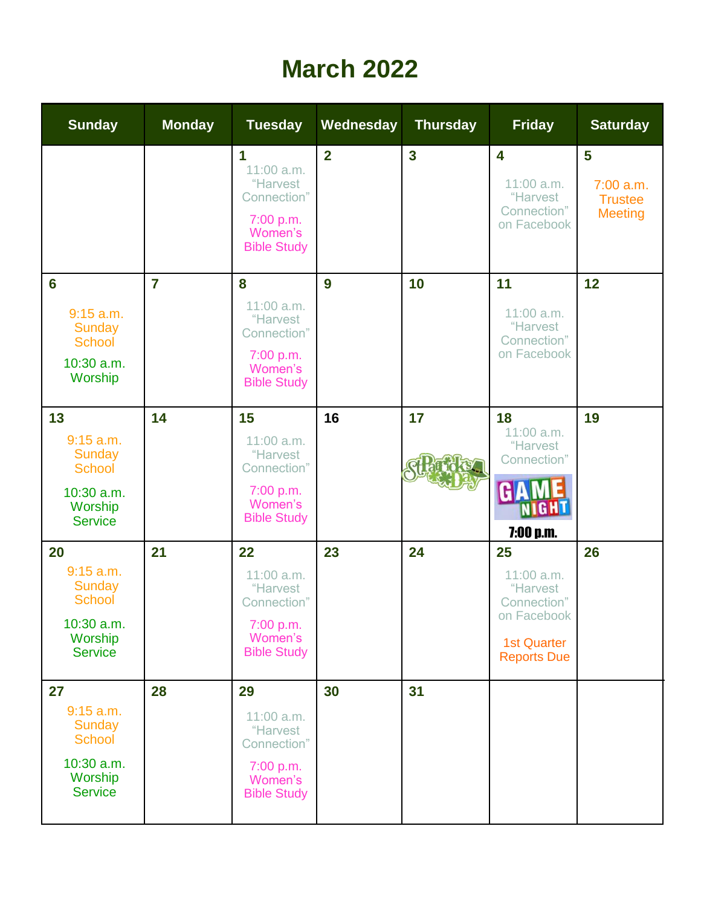# March 2022

| Sunday | Monday | Tuesday | Wednesday | Thursday | Friday | Saturday |
|---|---|---|---|---|---|---|
| | | **1** 11:00 a.m. "Harvest Connection" 7:00 p.m. Women's Bible Study | **2** | **3** | **4** 11:00 a.m. "Harvest Connection" on Facebook | **5** 7:00 a.m. Trustee Meeting |
| **6** 9:15 a.m. Sunday School 10:30 a.m. Worship | **7** | **8** 11:00 a.m. "Harvest Connection" 7:00 p.m. Women's Bible Study | **9** | **10** | **11** 11:00 a.m. "Harvest Connection" on Facebook | **12** |
| **13** 9:15 a.m. Sunday School 10:30 a.m. Worship Service | **14** | **15** 11:00 a.m. "Harvest Connection" 7:00 p.m. Women's Bible Study | **16** | **17** St. Patrick's Day | **18** 11:00 a.m. "Harvest Connection" GAME NIGHT 7:00 p.m. | **19** |
| **20** 9:15 a.m. Sunday School 10:30 a.m. Worship Service | **21** | **22** 11:00 a.m. "Harvest Connection" 7:00 p.m. Women's Bible Study | **23** | **24** | **25** 11:00 a.m. "Harvest Connection" on Facebook 1st Quarter Reports Due | **26** |
| **27** 9:15 a.m. Sunday School 10:30 a.m. Worship Service | **28** | **29** 11:00 a.m. "Harvest Connection" 7:00 p.m. Women's Bible Study | **30** | **31** | | |